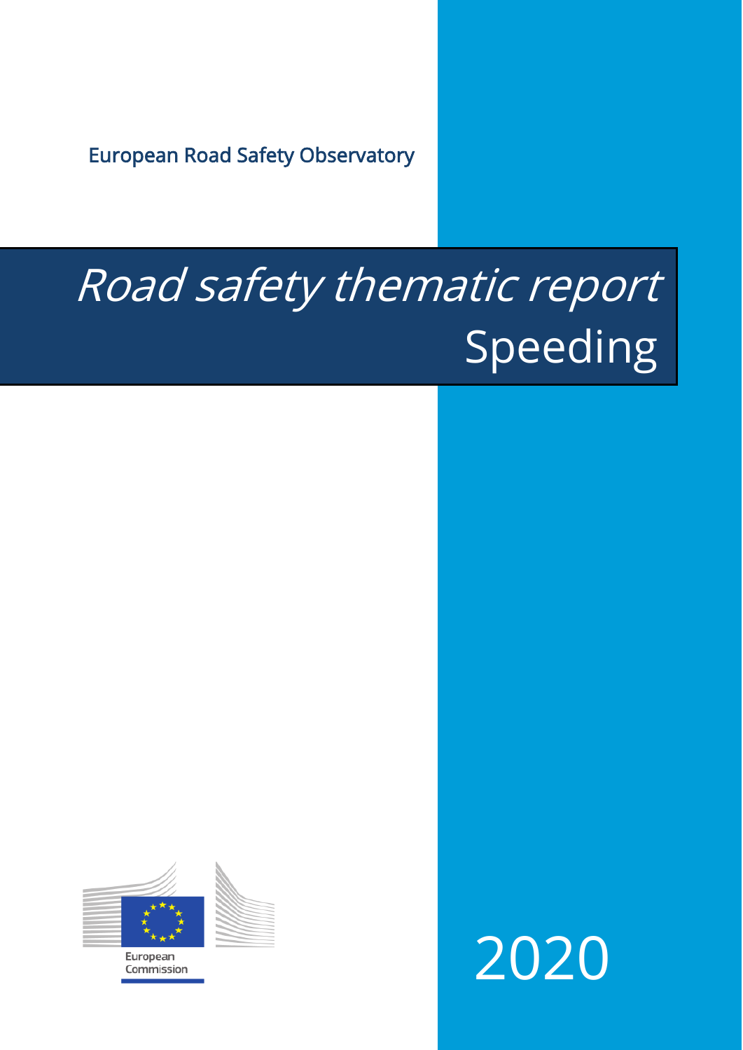European Road Safety Observatory

# *Road safety thematic report*
# Speeding

European Commission

2020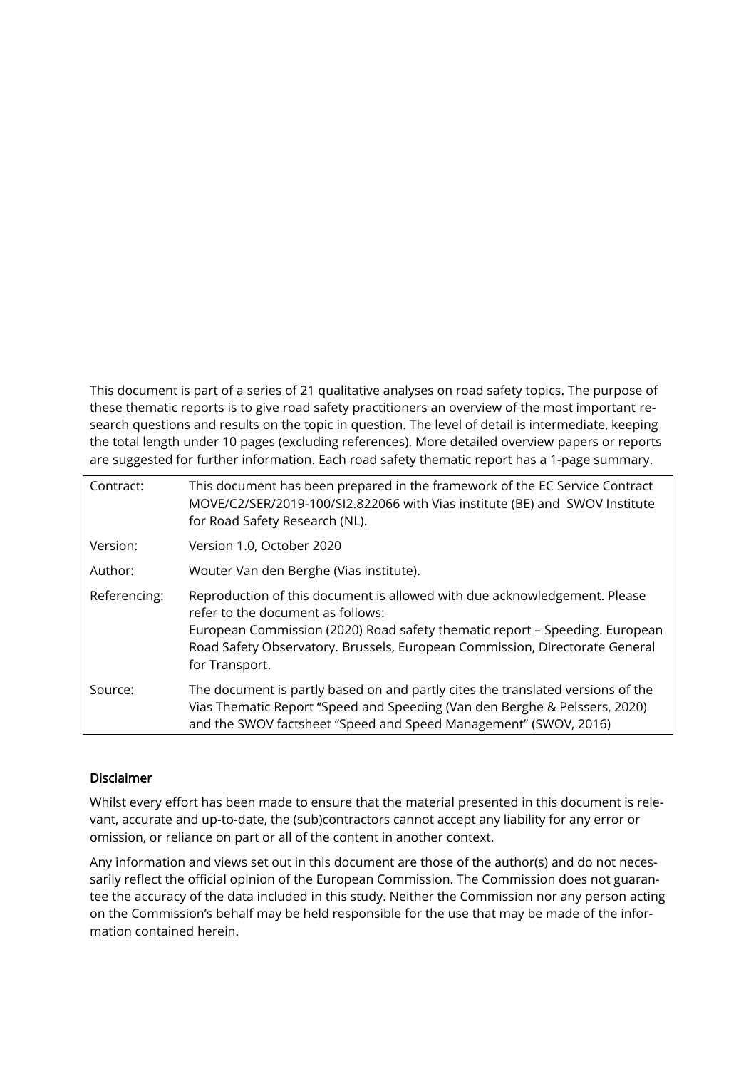This document is part of a series of 21 qualitative analyses on road safety topics. The purpose of these thematic reports is to give road safety practitioners an overview of the most important research questions and results on the topic in question. The level of detail is intermediate, keeping the total length under 10 pages (excluding references). More detailed overview papers or reports are suggested for further information. Each road safety thematic report has a 1-page summary.

| | |
|---|---|
| Contract: | This document has been prepared in the framework of the EC Service Contract MOVE/C2/SER/2019-100/SI2.822066 with Vias institute (BE) and SWOV Institute for Road Safety Research (NL). |
| Version: | Version 1.0, October 2020 |
| Author: | Wouter Van den Berghe (Vias institute). |
| Referencing: | Reproduction of this document is allowed with due acknowledgement. Please refer to the document as follows: European Commission (2020) Road safety thematic report – Speeding. European Road Safety Observatory. Brussels, European Commission, Directorate General for Transport. |
| Source: | The document is partly based on and partly cites the translated versions of the Vias Thematic Report "Speed and Speeding (Van den Berghe & Pelssers, 2020) and the SWOV factsheet "Speed and Speed Management" (SWOV, 2016) |

#### Disclaimer

Whilst every effort has been made to ensure that the material presented in this document is relevant, accurate and up-to-date, the (sub)contractors cannot accept any liability for any error or omission, or reliance on part or all of the content in another context.

Any information and views set out in this document are those of the author(s) and do not necessarily reflect the official opinion of the European Commission. The Commission does not guarantee the accuracy of the data included in this study. Neither the Commission nor any person acting on the Commission's behalf may be held responsible for the use that may be made of the information contained herein.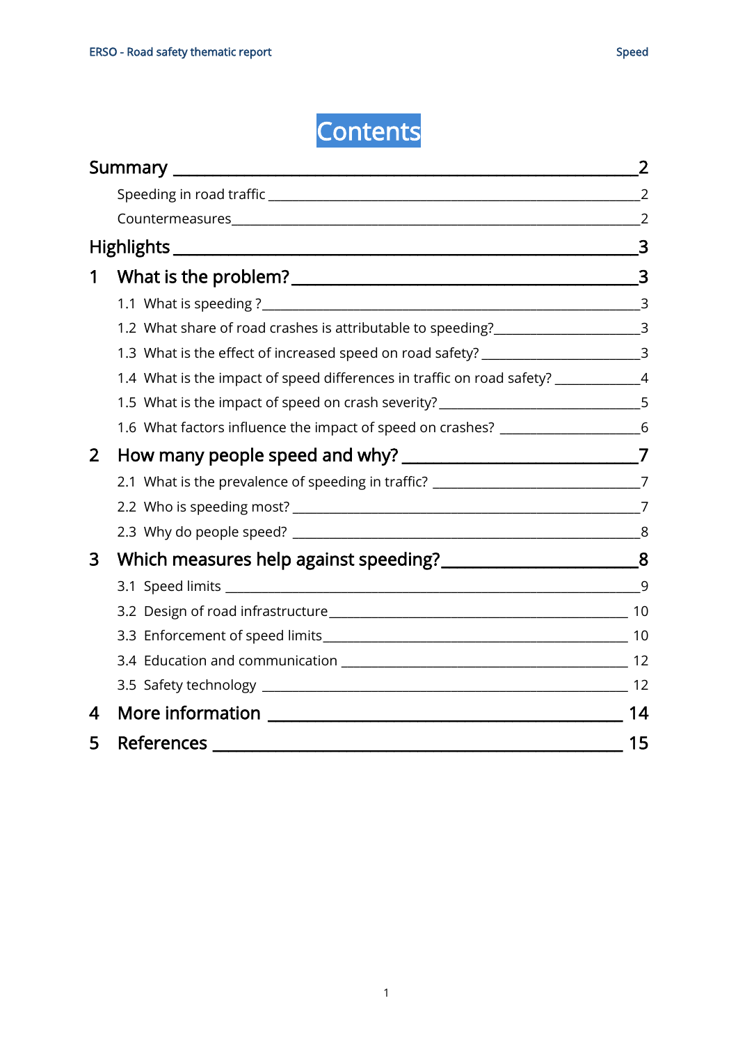# Contents

Summary 2

- Speeding in road traffic 2
- Countermeasures 2

Highlights 3

1 What is the problem? 3

- 1.1 What is speeding ? 3
- 1.2 What share of road crashes is attributable to speeding? 3
- 1.3 What is the effect of increased speed on road safety? 3
- 1.4 What is the impact of speed differences in traffic on road safety? 4
- 1.5 What is the impact of speed on crash severity? 5
- 1.6 What factors influence the impact of speed on crashes? 6

2 How many people speed and why? 7

- 2.1 What is the prevalence of speeding in traffic? 7
- 2.2 Who is speeding most? 7
- 2.3 Why do people speed? 8

3 Which measures help against speeding? 8

- 3.1 Speed limits 9
- 3.2 Design of road infrastructure 10
- 3.3 Enforcement of speed limits 10
- 3.4 Education and communication 12
- 3.5 Safety technology 12

4 More information 14

5 References 15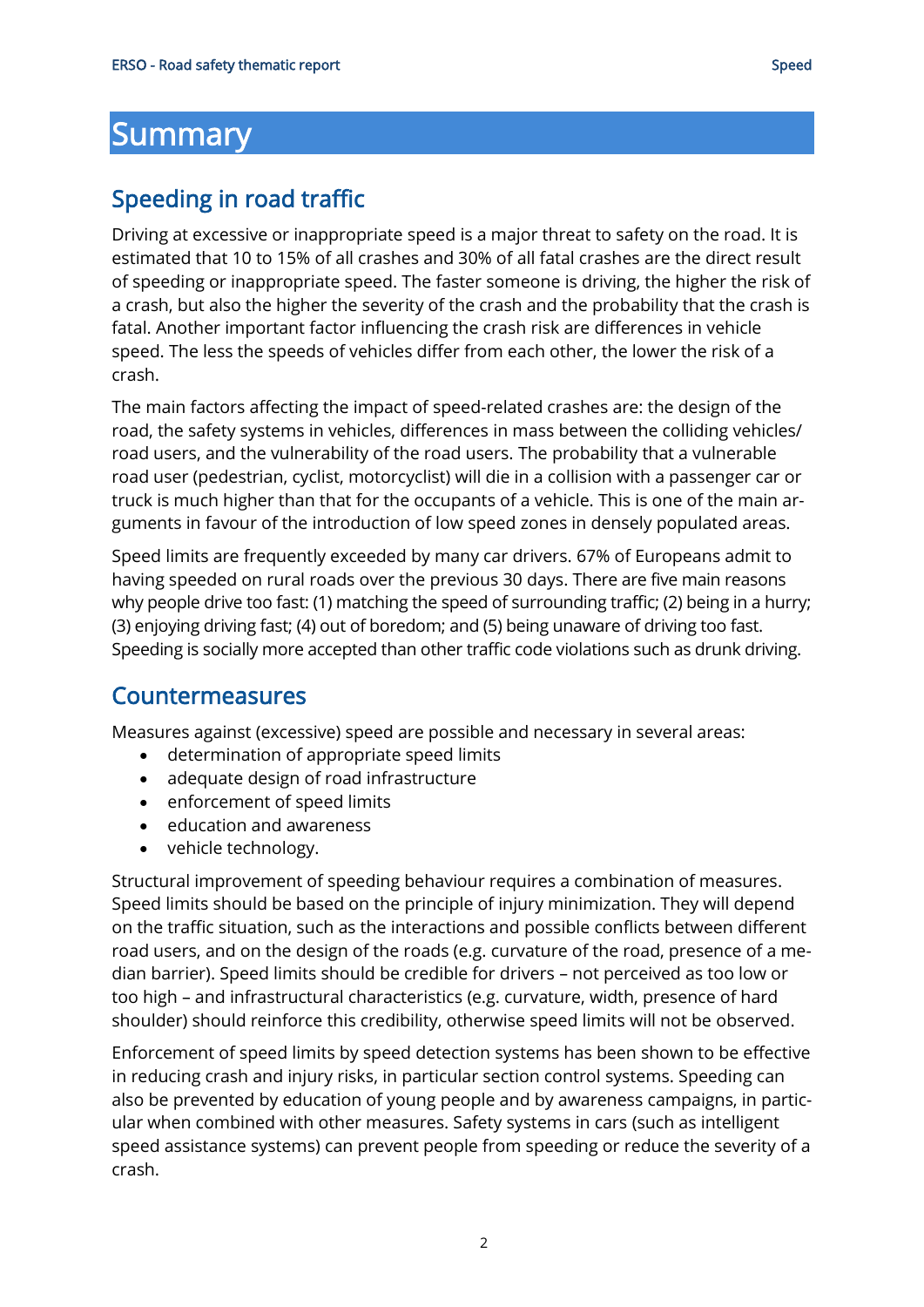# Summary

## Speeding in road traffic

Driving at excessive or inappropriate speed is a major threat to safety on the road. It is estimated that 10 to 15% of all crashes and 30% of all fatal crashes are the direct result of speeding or inappropriate speed. The faster someone is driving, the higher the risk of a crash, but also the higher the severity of the crash and the probability that the crash is fatal. Another important factor influencing the crash risk are differences in vehicle speed. The less the speeds of vehicles differ from each other, the lower the risk of a crash.

The main factors affecting the impact of speed-related crashes are: the design of the road, the safety systems in vehicles, differences in mass between the colliding vehicles/ road users, and the vulnerability of the road users. The probability that a vulnerable road user (pedestrian, cyclist, motorcyclist) will die in a collision with a passenger car or truck is much higher than that for the occupants of a vehicle. This is one of the main arguments in favour of the introduction of low speed zones in densely populated areas.

Speed limits are frequently exceeded by many car drivers. 67% of Europeans admit to having speeded on rural roads over the previous 30 days. There are five main reasons why people drive too fast: (1) matching the speed of surrounding traffic; (2) being in a hurry; (3) enjoying driving fast; (4) out of boredom; and (5) being unaware of driving too fast. Speeding is socially more accepted than other traffic code violations such as drunk driving.

## Countermeasures

Measures against (excessive) speed are possible and necessary in several areas:

- determination of appropriate speed limits
- adequate design of road infrastructure
- enforcement of speed limits
- education and awareness
- vehicle technology.

Structural improvement of speeding behaviour requires a combination of measures. Speed limits should be based on the principle of injury minimization. They will depend on the traffic situation, such as the interactions and possible conflicts between different road users, and on the design of the roads (e.g. curvature of the road, presence of a median barrier). Speed limits should be credible for drivers – not perceived as too low or too high – and infrastructural characteristics (e.g. curvature, width, presence of hard shoulder) should reinforce this credibility, otherwise speed limits will not be observed.

Enforcement of speed limits by speed detection systems has been shown to be effective in reducing crash and injury risks, in particular section control systems. Speeding can also be prevented by education of young people and by awareness campaigns, in particular when combined with other measures. Safety systems in cars (such as intelligent speed assistance systems) can prevent people from speeding or reduce the severity of a crash.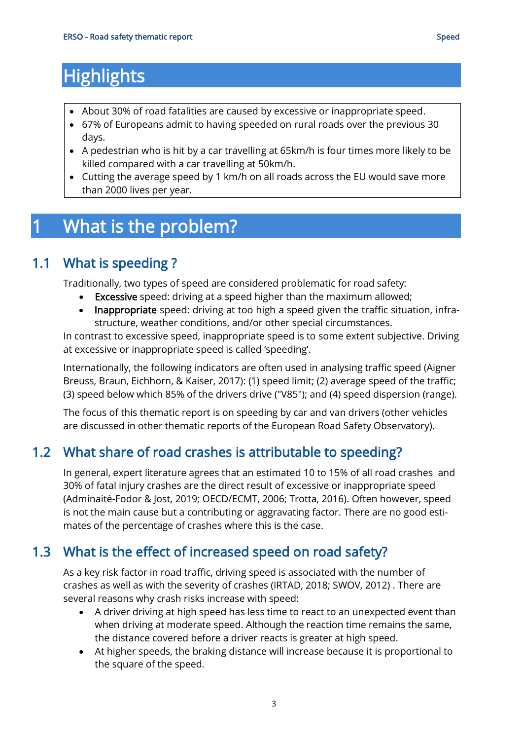# Highlights

- About 30% of road fatalities are caused by excessive or inappropriate speed.
- 67% of Europeans admit to having speeded on rural roads over the previous 30 days.
- A pedestrian who is hit by a car travelling at 65km/h is four times more likely to be killed compared with a car travelling at 50km/h.
- Cutting the average speed by 1 km/h on all roads across the EU would save more than 2000 lives per year.

# 1 What is the problem?

## 1.1 What is speeding ?

Traditionally, two types of speed are considered problematic for road safety:

- **Excessive** speed: driving at a speed higher than the maximum allowed;
- **Inappropriate** speed: driving at too high a speed given the traffic situation, infra-structure, weather conditions, and/or other special circumstances.

In contrast to excessive speed, inappropriate speed is to some extent subjective. Driving at excessive or inappropriate speed is called 'speeding'.

Internationally, the following indicators are often used in analysing traffic speed (Aigner Breuss, Braun, Eichhorn, & Kaiser, 2017): (1) speed limit; (2) average speed of the traffic; (3) speed below which 85% of the drivers drive ("V85"); and (4) speed dispersion (range).

The focus of this thematic report is on speeding by car and van drivers (other vehicles are discussed in other thematic reports of the European Road Safety Observatory).

## 1.2 What share of road crashes is attributable to speeding?

In general, expert literature agrees that an estimated 10 to 15% of all road crashes and 30% of fatal injury crashes are the direct result of excessive or inappropriate speed (Adminaité-Fodor & Jost, 2019; OECD/ECMT, 2006; Trotta, 2016). Often however, speed is not the main cause but a contributing or aggravating factor. There are no good esti-mates of the percentage of crashes where this is the case.

## 1.3 What is the effect of increased speed on road safety?

As a key risk factor in road traffic, driving speed is associated with the number of crashes as well as with the severity of crashes (IRTAD, 2018; SWOV, 2012) . There are several reasons why crash risks increase with speed:

- A driver driving at high speed has less time to react to an unexpected event than when driving at moderate speed. Although the reaction time remains the same, the distance covered before a driver reacts is greater at high speed.
- At higher speeds, the braking distance will increase because it is proportional to the square of the speed.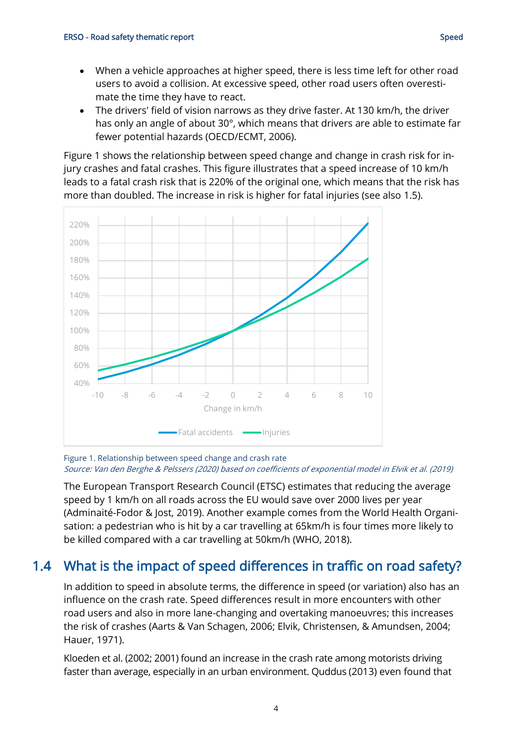- When a vehicle approaches at higher speed, there is less time left for other road users to avoid a collision. At excessive speed, other road users often overestimate the time they have to react.
- The drivers' field of vision narrows as they drive faster. At 130 km/h, the driver has only an angle of about 30°, which means that drivers are able to estimate far fewer potential hazards (OECD/ECMT, 2006).

Figure 1 shows the relationship between speed change and change in crash risk for injury crashes and fatal crashes. This figure illustrates that a speed increase of 10 km/h leads to a fatal crash risk that is 220% of the original one, which means that the risk has more than doubled. The increase in risk is higher for fatal injuries (see also 1.5).

Figure 1. Relationship between speed change and crash rate
*Source: Van den Berghe & Pelssers (2020) based on coefficients of exponential model in Elvik et al. (2019)*

The European Transport Research Council (ETSC) estimates that reducing the average speed by 1 km/h on all roads across the EU would save over 2000 lives per year (Adminaité-Fodor & Jost, 2019). Another example comes from the World Health Organisation: a pedestrian who is hit by a car travelling at 65km/h is four times more likely to be killed compared with a car travelling at 50km/h (WHO, 2018).

## 1.4 What is the impact of speed differences in traffic on road safety?

In addition to speed in absolute terms, the difference in speed (or variation) also has an influence on the crash rate. Speed differences result in more encounters with other road users and also in more lane-changing and overtaking manoeuvres; this increases the risk of crashes (Aarts & Van Schagen, 2006; Elvik, Christensen, & Amundsen, 2004; Hauer, 1971).

Kloeden et al. (2002; 2001) found an increase in the crash rate among motorists driving faster than average, especially in an urban environment. Quddus (2013) even found that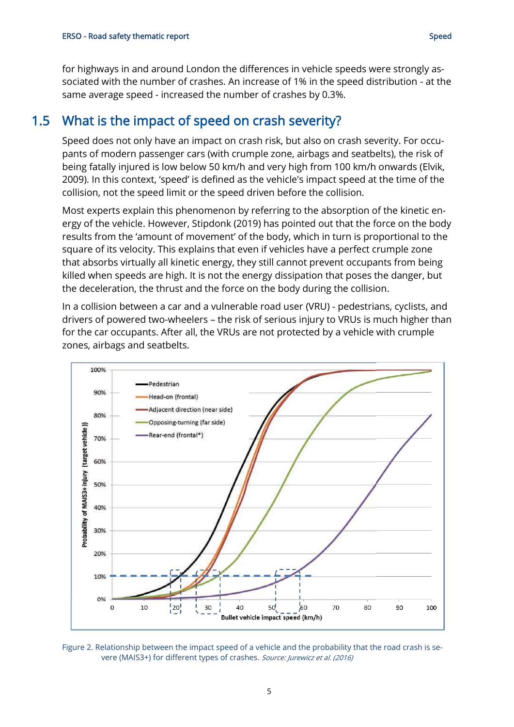for highways in and around London the differences in vehicle speeds were strongly associated with the number of crashes. An increase of 1% in the speed distribution - at the same average speed - increased the number of crashes by 0.3%.

## 1.5 What is the impact of speed on crash severity?

Speed does not only have an impact on crash risk, but also on crash severity. For occupants of modern passenger cars (with crumple zone, airbags and seatbelts), the risk of being fatally injured is low below 50 km/h and very high from 100 km/h onwards (Elvik, 2009). In this context, 'speed' is defined as the vehicle's impact speed at the time of the collision, not the speed limit or the speed driven before the collision.

Most experts explain this phenomenon by referring to the absorption of the kinetic energy of the vehicle. However, Stipdonk (2019) has pointed out that the force on the body results from the 'amount of movement' of the body, which in turn is proportional to the square of its velocity. This explains that even if vehicles have a perfect crumple zone that absorbs virtually all kinetic energy, they still cannot prevent occupants from being killed when speeds are high. It is not the energy dissipation that poses the danger, but the deceleration, the thrust and the force on the body during the collision.

In a collision between a car and a vulnerable road user (VRU) - pedestrians, cyclists, and drivers of powered two-wheelers – the risk of serious injury to VRUs is much higher than for the car occupants. After all, the VRUs are not protected by a vehicle with crumple zones, airbags and seatbelts.

Figure 2. Relationship between the impact speed of a vehicle and the probability that the road crash is severe (MAIS3+) for different types of crashes. *Source: Jurewicz et al. (2016)*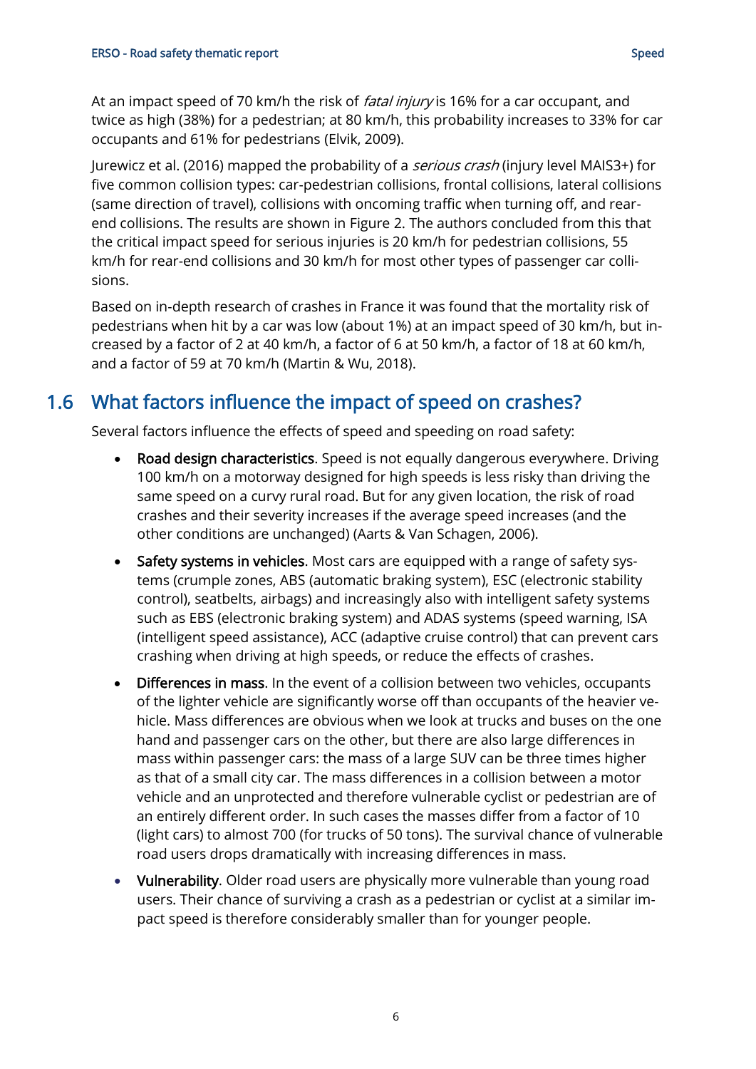At an impact speed of 70 km/h the risk of *fatal injury* is 16% for a car occupant, and twice as high (38%) for a pedestrian; at 80 km/h, this probability increases to 33% for car occupants and 61% for pedestrians (Elvik, 2009).

Jurewicz et al. (2016) mapped the probability of a *serious crash* (injury level MAIS3+) for five common collision types: car-pedestrian collisions, frontal collisions, lateral collisions (same direction of travel), collisions with oncoming traffic when turning off, and rear-end collisions. The results are shown in Figure 2. The authors concluded from this that the critical impact speed for serious injuries is 20 km/h for pedestrian collisions, 55 km/h for rear-end collisions and 30 km/h for most other types of passenger car collisions.

Based on in-depth research of crashes in France it was found that the mortality risk of pedestrians when hit by a car was low (about 1%) at an impact speed of 30 km/h, but increased by a factor of 2 at 40 km/h, a factor of 6 at 50 km/h, a factor of 18 at 60 km/h, and a factor of 59 at 70 km/h (Martin & Wu, 2018).

## 1.6 What factors influence the impact of speed on crashes?

Several factors influence the effects of speed and speeding on road safety:

- **Road design characteristics**. Speed is not equally dangerous everywhere. Driving 100 km/h on a motorway designed for high speeds is less risky than driving the same speed on a curvy rural road. But for any given location, the risk of road crashes and their severity increases if the average speed increases (and the other conditions are unchanged) (Aarts & Van Schagen, 2006).
- **Safety systems in vehicles**. Most cars are equipped with a range of safety systems (crumple zones, ABS (automatic braking system), ESC (electronic stability control), seatbelts, airbags) and increasingly also with intelligent safety systems such as EBS (electronic braking system) and ADAS systems (speed warning, ISA (intelligent speed assistance), ACC (adaptive cruise control) that can prevent cars crashing when driving at high speeds, or reduce the effects of crashes.
- **Differences in mass**. In the event of a collision between two vehicles, occupants of the lighter vehicle are significantly worse off than occupants of the heavier vehicle. Mass differences are obvious when we look at trucks and buses on the one hand and passenger cars on the other, but there are also large differences in mass within passenger cars: the mass of a large SUV can be three times higher as that of a small city car. The mass differences in a collision between a motor vehicle and an unprotected and therefore vulnerable cyclist or pedestrian are of an entirely different order. In such cases the masses differ from a factor of 10 (light cars) to almost 700 (for trucks of 50 tons). The survival chance of vulnerable road users drops dramatically with increasing differences in mass.
- **Vulnerability**. Older road users are physically more vulnerable than young road users. Their chance of surviving a crash as a pedestrian or cyclist at a similar impact speed is therefore considerably smaller than for younger people.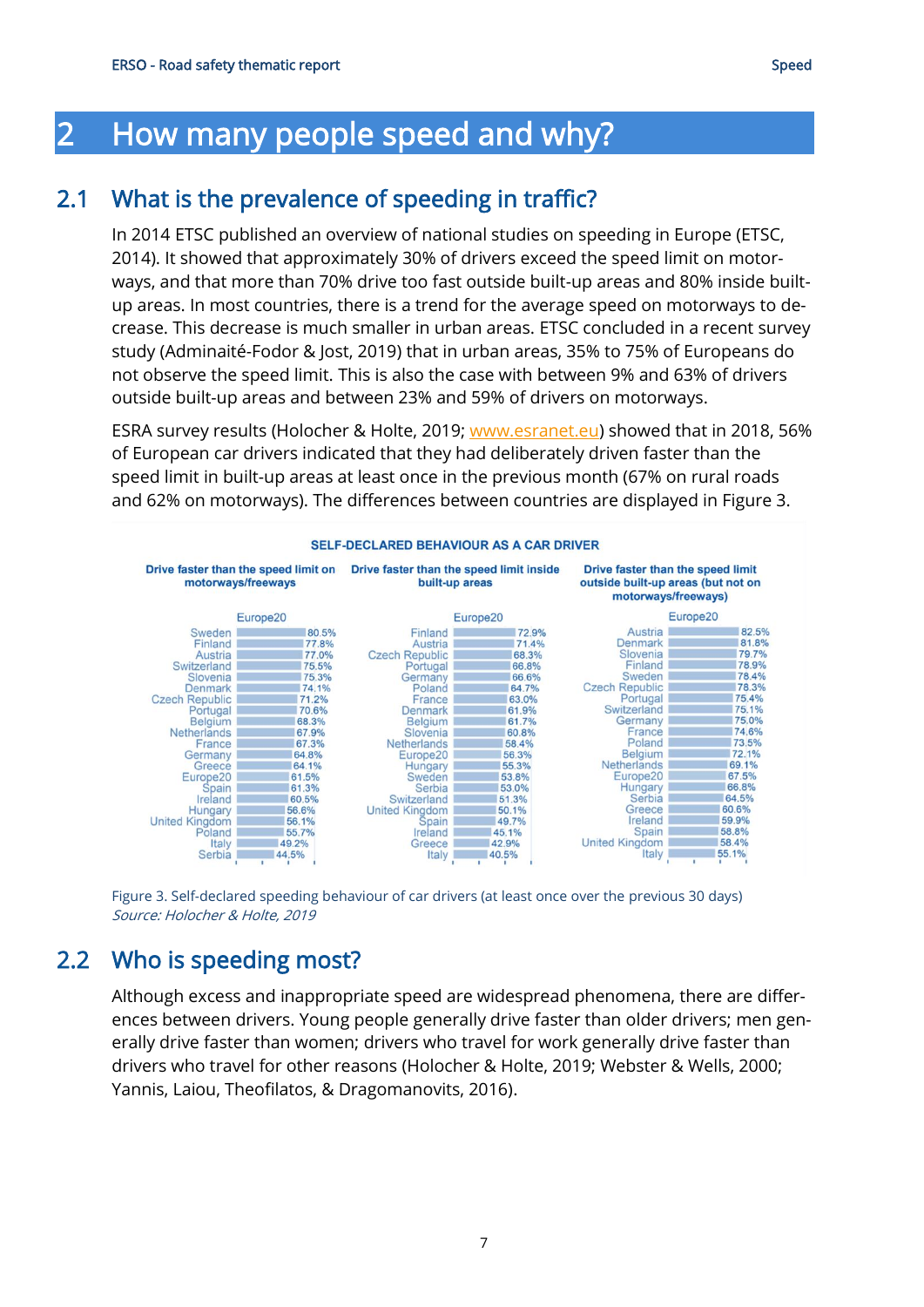# 2 How many people speed and why?

## 2.1 What is the prevalence of speeding in traffic?

In 2014 ETSC published an overview of national studies on speeding in Europe (ETSC, 2014). It showed that approximately 30% of drivers exceed the speed limit on motorways, and that more than 70% drive too fast outside built-up areas and 80% inside built-up areas. In most countries, there is a trend for the average speed on motorways to decrease. This decrease is much smaller in urban areas. ETSC concluded in a recent survey study (Adminaité-Fodor & Jost, 2019) that in urban areas, 35% to 75% of Europeans do not observe the speed limit. This is also the case with between 9% and 63% of drivers outside built-up areas and between 23% and 59% of drivers on motorways.

ESRA survey results (Holocher & Holte, 2019; www.esranet.eu) showed that in 2018, 56% of European car drivers indicated that they had deliberately driven faster than the speed limit in built-up areas at least once in the previous month (67% on rural roads and 62% on motorways). The differences between countries are displayed in Figure 3.

**SELF-DECLARED BEHAVIOUR AS A CAR DRIVER**

| Drive faster than the speed limit on motorways/freeways (Europe20) | | Drive faster than the speed limit inside built-up areas (Europe20) | | Drive faster than the speed limit outside built-up areas (but not on motorways/freeways) (Europe20) | |
|---|---|---|---|---|---|
| Sweden | 80.5% | Finland | 72.9% | Austria | 82.5% |
| Finland | 77.8% | Austria | 71.4% | Denmark | 81.8% |
| Austria | 77.0% | Czech Republic | 68.3% | Slovenia | 79.7% |
| Switzerland | 75.5% | Portugal | 66.8% | Finland | 78.9% |
| Slovenia | 75.3% | Germany | 66.6% | Sweden | 78.4% |
| Denmark | 74.1% | Poland | 64.7% | Czech Republic | 78.3% |
| Czech Republic | 71.2% | France | 63.0% | Portugal | 75.4% |
| Portugal | 70.6% | Denmark | 61.9% | Switzerland | 75.1% |
| Belgium | 68.3% | Belgium | 61.7% | Germany | 75.0% |
| Netherlands | 67.9% | Slovenia | 60.8% | France | 74.6% |
| France | 67.3% | Netherlands | 58.4% | Poland | 73.5% |
| Germany | 64.8% | Europe20 | 56.3% | Belgium | 72.1% |
| Greece | 64.1% | Hungary | 55.3% | Netherlands | 69.1% |
| Europe20 | 61.5% | Sweden | 53.8% | Europe20 | 67.5% |
| Spain | 61.3% | Serbia | 53.0% | Hungary | 66.8% |
| Ireland | 60.5% | Switzerland | 51.3% | Serbia | 64.5% |
| Hungary | 56.6% | United Kingdom | 50.1% | Greece | 60.6% |
| United Kingdom | 56.1% | Spain | 49.7% | Ireland | 59.9% |
| Poland | 55.7% | Ireland | 45.1% | Spain | 58.8% |
| Italy | 49.2% | Greece | 42.9% | United Kingdom | 58.4% |
| Serbia | 44.5% | Italy | 40.5% | Italy | 55.1% |

Figure 3. Self-declared speeding behaviour of car drivers (at least once over the previous 30 days)
*Source: Holocher & Holte, 2019*

## 2.2 Who is speeding most?

Although excess and inappropriate speed are widespread phenomena, there are differences between drivers. Young people generally drive faster than older drivers; men generally drive faster than women; drivers who travel for work generally drive faster than drivers who travel for other reasons (Holocher & Holte, 2019; Webster & Wells, 2000; Yannis, Laiou, Theofilatos, & Dragomanovits, 2016).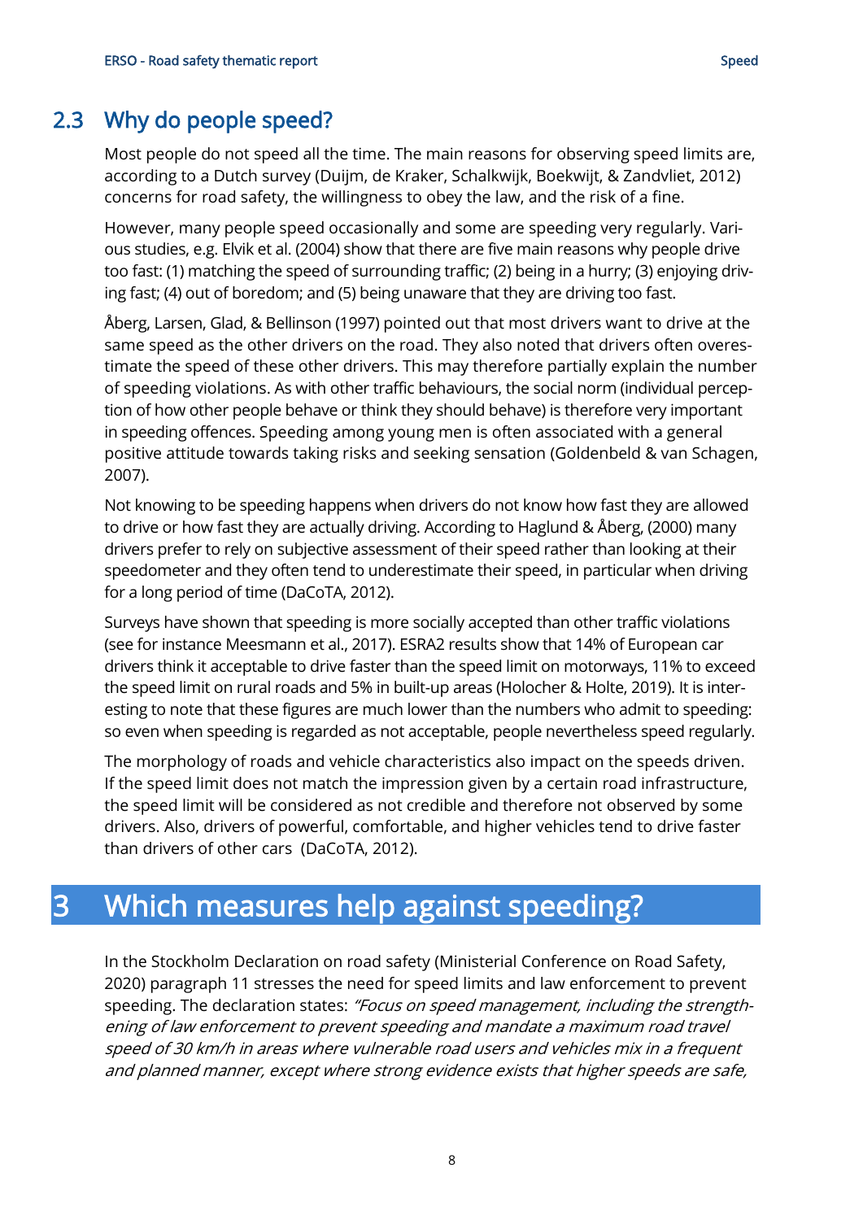## 2.3 Why do people speed?

Most people do not speed all the time. The main reasons for observing speed limits are, according to a Dutch survey (Duijm, de Kraker, Schalkwijk, Boekwijt, & Zandvliet, 2012) concerns for road safety, the willingness to obey the law, and the risk of a fine.

However, many people speed occasionally and some are speeding very regularly. Various studies, e.g. Elvik et al. (2004) show that there are five main reasons why people drive too fast: (1) matching the speed of surrounding traffic; (2) being in a hurry; (3) enjoying driving fast; (4) out of boredom; and (5) being unaware that they are driving too fast.

Åberg, Larsen, Glad, & Bellinson (1997) pointed out that most drivers want to drive at the same speed as the other drivers on the road. They also noted that drivers often overestimate the speed of these other drivers. This may therefore partially explain the number of speeding violations. As with other traffic behaviours, the social norm (individual perception of how other people behave or think they should behave) is therefore very important in speeding offences. Speeding among young men is often associated with a general positive attitude towards taking risks and seeking sensation (Goldenbeld & van Schagen, 2007).

Not knowing to be speeding happens when drivers do not know how fast they are allowed to drive or how fast they are actually driving. According to Haglund & Åberg, (2000) many drivers prefer to rely on subjective assessment of their speed rather than looking at their speedometer and they often tend to underestimate their speed, in particular when driving for a long period of time (DaCoTA, 2012).

Surveys have shown that speeding is more socially accepted than other traffic violations (see for instance Meesmann et al., 2017). ESRA2 results show that 14% of European car drivers think it acceptable to drive faster than the speed limit on motorways, 11% to exceed the speed limit on rural roads and 5% in built-up areas (Holocher & Holte, 2019). It is interesting to note that these figures are much lower than the numbers who admit to speeding: so even when speeding is regarded as not acceptable, people nevertheless speed regularly.

The morphology of roads and vehicle characteristics also impact on the speeds driven. If the speed limit does not match the impression given by a certain road infrastructure, the speed limit will be considered as not credible and therefore not observed by some drivers. Also, drivers of powerful, comfortable, and higher vehicles tend to drive faster than drivers of other cars (DaCoTA, 2012).

# 3 Which measures help against speeding?

In the Stockholm Declaration on road safety (Ministerial Conference on Road Safety, 2020) paragraph 11 stresses the need for speed limits and law enforcement to prevent speeding. The declaration states: *"Focus on speed management, including the strengthening of law enforcement to prevent speeding and mandate a maximum road travel speed of 30 km/h in areas where vulnerable road users and vehicles mix in a frequent and planned manner, except where strong evidence exists that higher speeds are safe,*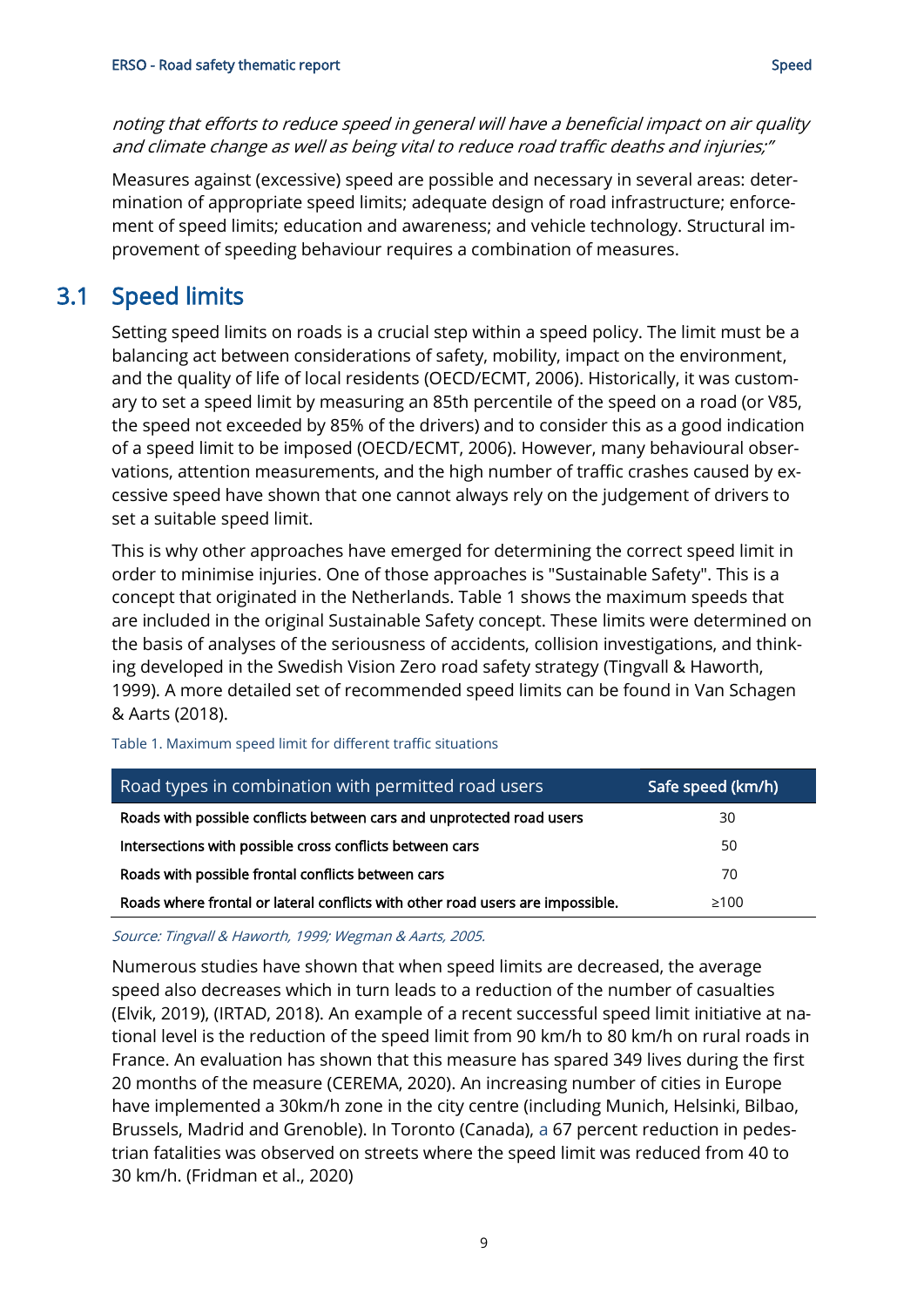*noting that efforts to reduce speed in general will have a beneficial impact on air quality and climate change as well as being vital to reduce road traffic deaths and injuries;"*

Measures against (excessive) speed are possible and necessary in several areas: determination of appropriate speed limits; adequate design of road infrastructure; enforcement of speed limits; education and awareness; and vehicle technology. Structural improvement of speeding behaviour requires a combination of measures.

## 3.1 Speed limits

Setting speed limits on roads is a crucial step within a speed policy. The limit must be a balancing act between considerations of safety, mobility, impact on the environment, and the quality of life of local residents (OECD/ECMT, 2006). Historically, it was customary to set a speed limit by measuring an 85th percentile of the speed on a road (or V85, the speed not exceeded by 85% of the drivers) and to consider this as a good indication of a speed limit to be imposed (OECD/ECMT, 2006). However, many behavioural observations, attention measurements, and the high number of traffic crashes caused by excessive speed have shown that one cannot always rely on the judgement of drivers to set a suitable speed limit.

This is why other approaches have emerged for determining the correct speed limit in order to minimise injuries. One of those approaches is "Sustainable Safety". This is a concept that originated in the Netherlands. Table 1 shows the maximum speeds that are included in the original Sustainable Safety concept. These limits were determined on the basis of analyses of the seriousness of accidents, collision investigations, and thinking developed in the Swedish Vision Zero road safety strategy (Tingvall & Haworth, 1999). A more detailed set of recommended speed limits can be found in Van Schagen & Aarts (2018).

Table 1. Maximum speed limit for different traffic situations

| Road types in combination with permitted road users | Safe speed (km/h) |
|---|---|
| **Roads with possible conflicts between cars and unprotected road users** | 30 |
| **Intersections with possible cross conflicts between cars** | 50 |
| **Roads with possible frontal conflicts between cars** | 70 |
| **Roads where frontal or lateral conflicts with other road users are impossible.** | ≥100 |

*Source: Tingvall & Haworth, 1999; Wegman & Aarts, 2005.*

Numerous studies have shown that when speed limits are decreased, the average speed also decreases which in turn leads to a reduction of the number of casualties (Elvik, 2019), (IRTAD, 2018). An example of a recent successful speed limit initiative at national level is the reduction of the speed limit from 90 km/h to 80 km/h on rural roads in France. An evaluation has shown that this measure has spared 349 lives during the first 20 months of the measure (CEREMA, 2020). An increasing number of cities in Europe have implemented a 30km/h zone in the city centre (including Munich, Helsinki, Bilbao, Brussels, Madrid and Grenoble). In Toronto (Canada), a 67 percent reduction in pedestrian fatalities was observed on streets where the speed limit was reduced from 40 to 30 km/h. (Fridman et al., 2020)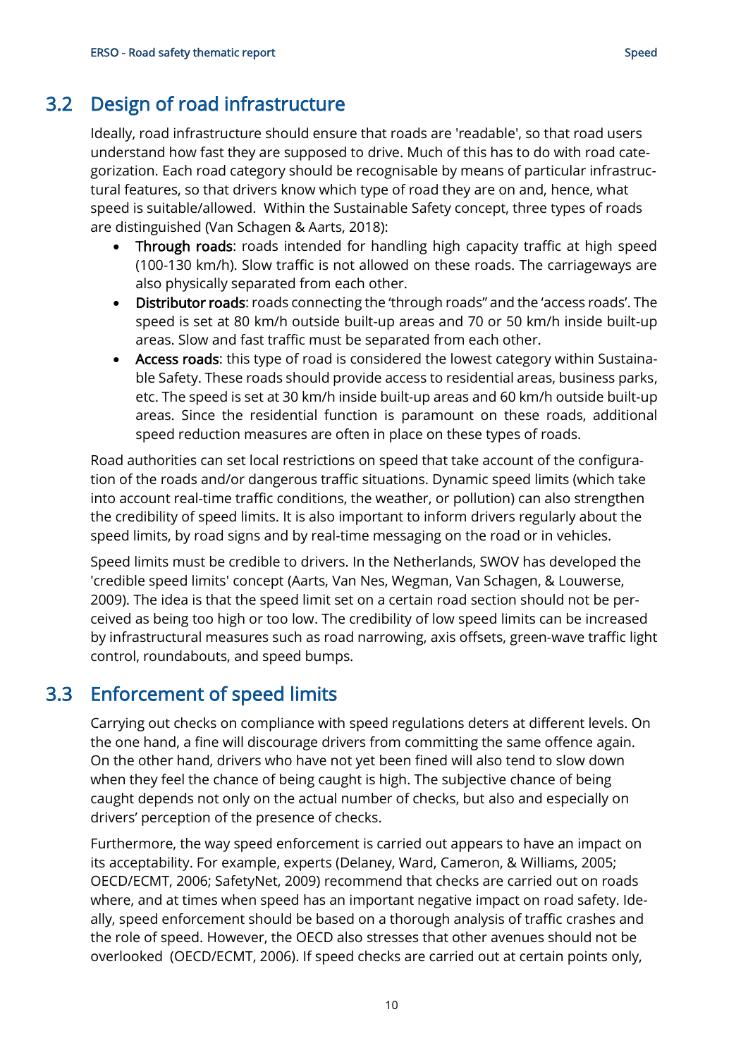## 3.2 Design of road infrastructure

Ideally, road infrastructure should ensure that roads are 'readable', so that road users understand how fast they are supposed to drive. Much of this has to do with road categorization. Each road category should be recognisable by means of particular infrastructural features, so that drivers know which type of road they are on and, hence, what speed is suitable/allowed. Within the Sustainable Safety concept, three types of roads are distinguished (Van Schagen & Aarts, 2018):

- **Through roads**: roads intended for handling high capacity traffic at high speed (100-130 km/h). Slow traffic is not allowed on these roads. The carriageways are also physically separated from each other.
- **Distributor roads**: roads connecting the 'through roads" and the 'access roads'. The speed is set at 80 km/h outside built-up areas and 70 or 50 km/h inside built-up areas. Slow and fast traffic must be separated from each other.
- **Access roads**: this type of road is considered the lowest category within Sustainable Safety. These roads should provide access to residential areas, business parks, etc. The speed is set at 30 km/h inside built-up areas and 60 km/h outside built-up areas. Since the residential function is paramount on these roads, additional speed reduction measures are often in place on these types of roads.

Road authorities can set local restrictions on speed that take account of the configuration of the roads and/or dangerous traffic situations. Dynamic speed limits (which take into account real-time traffic conditions, the weather, or pollution) can also strengthen the credibility of speed limits. It is also important to inform drivers regularly about the speed limits, by road signs and by real-time messaging on the road or in vehicles.

Speed limits must be credible to drivers. In the Netherlands, SWOV has developed the 'credible speed limits' concept (Aarts, Van Nes, Wegman, Van Schagen, & Louwerse, 2009). The idea is that the speed limit set on a certain road section should not be perceived as being too high or too low. The credibility of low speed limits can be increased by infrastructural measures such as road narrowing, axis offsets, green-wave traffic light control, roundabouts, and speed bumps.

## 3.3 Enforcement of speed limits

Carrying out checks on compliance with speed regulations deters at different levels. On the one hand, a fine will discourage drivers from committing the same offence again. On the other hand, drivers who have not yet been fined will also tend to slow down when they feel the chance of being caught is high. The subjective chance of being caught depends not only on the actual number of checks, but also and especially on drivers' perception of the presence of checks.

Furthermore, the way speed enforcement is carried out appears to have an impact on its acceptability. For example, experts (Delaney, Ward, Cameron, & Williams, 2005; OECD/ECMT, 2006; SafetyNet, 2009) recommend that checks are carried out on roads where, and at times when speed has an important negative impact on road safety. Ideally, speed enforcement should be based on a thorough analysis of traffic crashes and the role of speed. However, the OECD also stresses that other avenues should not be overlooked (OECD/ECMT, 2006). If speed checks are carried out at certain points only,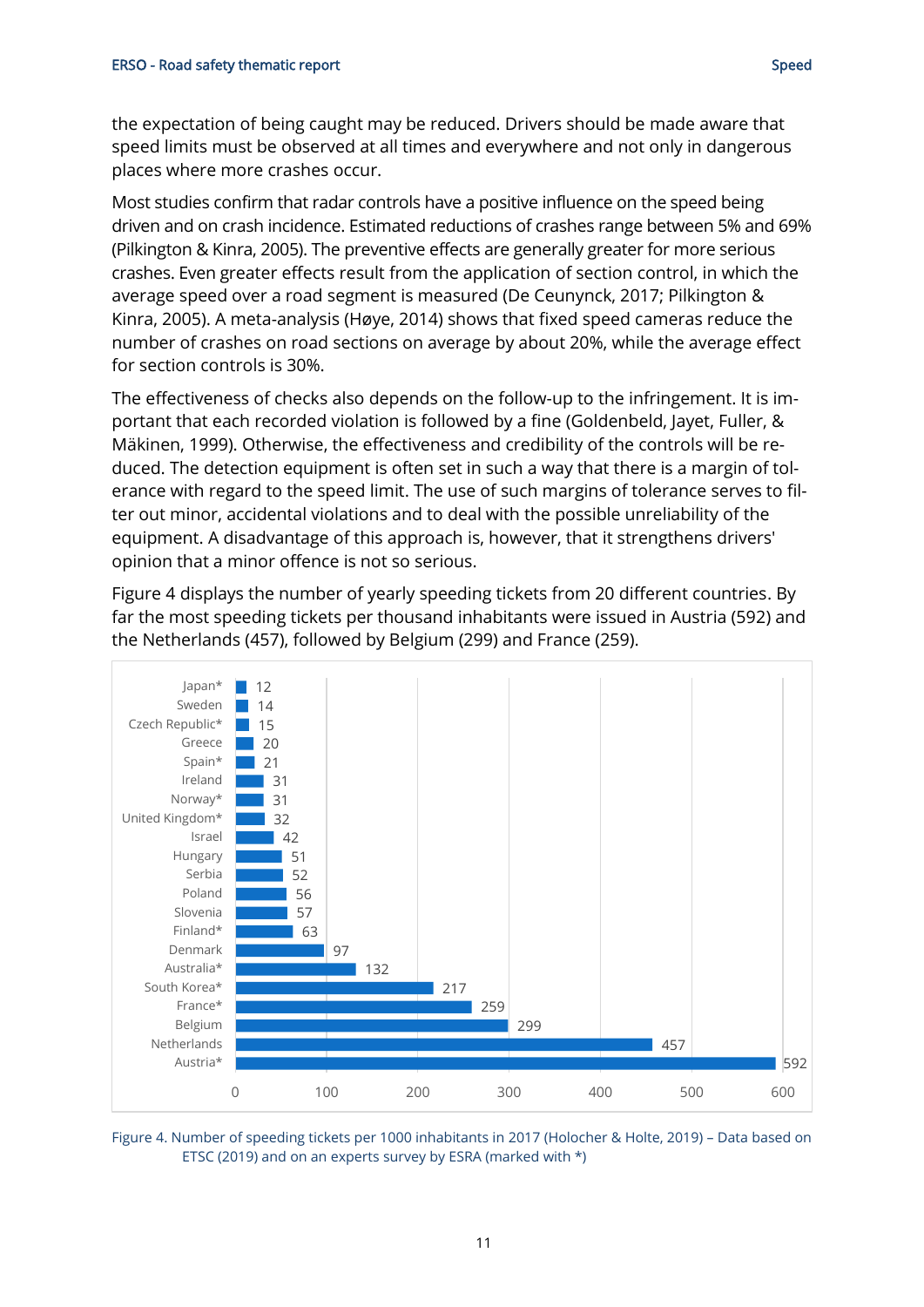the expectation of being caught may be reduced. Drivers should be made aware that speed limits must be observed at all times and everywhere and not only in dangerous places where more crashes occur.

Most studies confirm that radar controls have a positive influence on the speed being driven and on crash incidence. Estimated reductions of crashes range between 5% and 69% (Pilkington & Kinra, 2005). The preventive effects are generally greater for more serious crashes. Even greater effects result from the application of section control, in which the average speed over a road segment is measured (De Ceunynck, 2017; Pilkington & Kinra, 2005). A meta-analysis (Høye, 2014) shows that fixed speed cameras reduce the number of crashes on road sections on average by about 20%, while the average effect for section controls is 30%.

The effectiveness of checks also depends on the follow-up to the infringement. It is important that each recorded violation is followed by a fine (Goldenbeld, Jayet, Fuller, & Mäkinen, 1999). Otherwise, the effectiveness and credibility of the controls will be reduced. The detection equipment is often set in such a way that there is a margin of tolerance with regard to the speed limit. The use of such margins of tolerance serves to filter out minor, accidental violations and to deal with the possible unreliability of the equipment. A disadvantage of this approach is, however, that it strengthens drivers' opinion that a minor offence is not so serious.

Figure 4 displays the number of yearly speeding tickets from 20 different countries. By far the most speeding tickets per thousand inhabitants were issued in Austria (592) and the Netherlands (457), followed by Belgium (299) and France (259).

| Country | Speeding tickets per 1000 inhabitants |
|---|---|
| Japan* | 12 |
| Sweden | 14 |
| Czech Republic* | 15 |
| Greece | 20 |
| Spain* | 21 |
| Ireland | 31 |
| Norway* | 31 |
| United Kingdom* | 32 |
| Israel | 42 |
| Hungary | 51 |
| Serbia | 52 |
| Poland | 56 |
| Slovenia | 57 |
| Finland* | 63 |
| Denmark | 97 |
| Australia* | 132 |
| South Korea* | 217 |
| France* | 259 |
| Belgium | 299 |
| Netherlands | 457 |
| Austria* | 592 |

Figure 4. Number of speeding tickets per 1000 inhabitants in 2017 (Holocher & Holte, 2019) – Data based on ETSC (2019) and on an experts survey by ESRA (marked with *)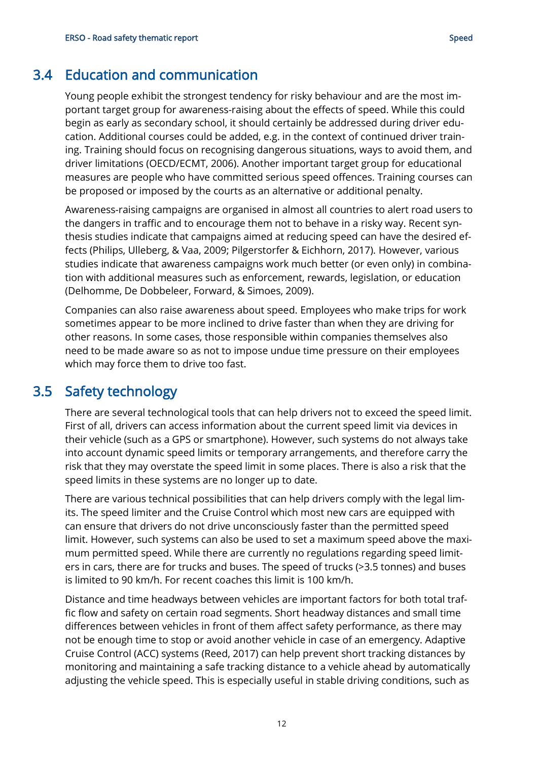## 3.4 Education and communication

Young people exhibit the strongest tendency for risky behaviour and are the most important target group for awareness-raising about the effects of speed. While this could begin as early as secondary school, it should certainly be addressed during driver education. Additional courses could be added, e.g. in the context of continued driver training. Training should focus on recognising dangerous situations, ways to avoid them, and driver limitations (OECD/ECMT, 2006). Another important target group for educational measures are people who have committed serious speed offences. Training courses can be proposed or imposed by the courts as an alternative or additional penalty.

Awareness-raising campaigns are organised in almost all countries to alert road users to the dangers in traffic and to encourage them not to behave in a risky way. Recent synthesis studies indicate that campaigns aimed at reducing speed can have the desired effects (Philips, Ulleberg, & Vaa, 2009; Pilgerstorfer & Eichhorn, 2017). However, various studies indicate that awareness campaigns work much better (or even only) in combination with additional measures such as enforcement, rewards, legislation, or education (Delhomme, De Dobbeleer, Forward, & Simoes, 2009).

Companies can also raise awareness about speed. Employees who make trips for work sometimes appear to be more inclined to drive faster than when they are driving for other reasons. In some cases, those responsible within companies themselves also need to be made aware so as not to impose undue time pressure on their employees which may force them to drive too fast.

## 3.5 Safety technology

There are several technological tools that can help drivers not to exceed the speed limit. First of all, drivers can access information about the current speed limit via devices in their vehicle (such as a GPS or smartphone). However, such systems do not always take into account dynamic speed limits or temporary arrangements, and therefore carry the risk that they may overstate the speed limit in some places. There is also a risk that the speed limits in these systems are no longer up to date.

There are various technical possibilities that can help drivers comply with the legal limits. The speed limiter and the Cruise Control which most new cars are equipped with can ensure that drivers do not drive unconsciously faster than the permitted speed limit. However, such systems can also be used to set a maximum speed above the maximum permitted speed. While there are currently no regulations regarding speed limiters in cars, there are for trucks and buses. The speed of trucks (>3.5 tonnes) and buses is limited to 90 km/h. For recent coaches this limit is 100 km/h.

Distance and time headways between vehicles are important factors for both total traffic flow and safety on certain road segments. Short headway distances and small time differences between vehicles in front of them affect safety performance, as there may not be enough time to stop or avoid another vehicle in case of an emergency. Adaptive Cruise Control (ACC) systems (Reed, 2017) can help prevent short tracking distances by monitoring and maintaining a safe tracking distance to a vehicle ahead by automatically adjusting the vehicle speed. This is especially useful in stable driving conditions, such as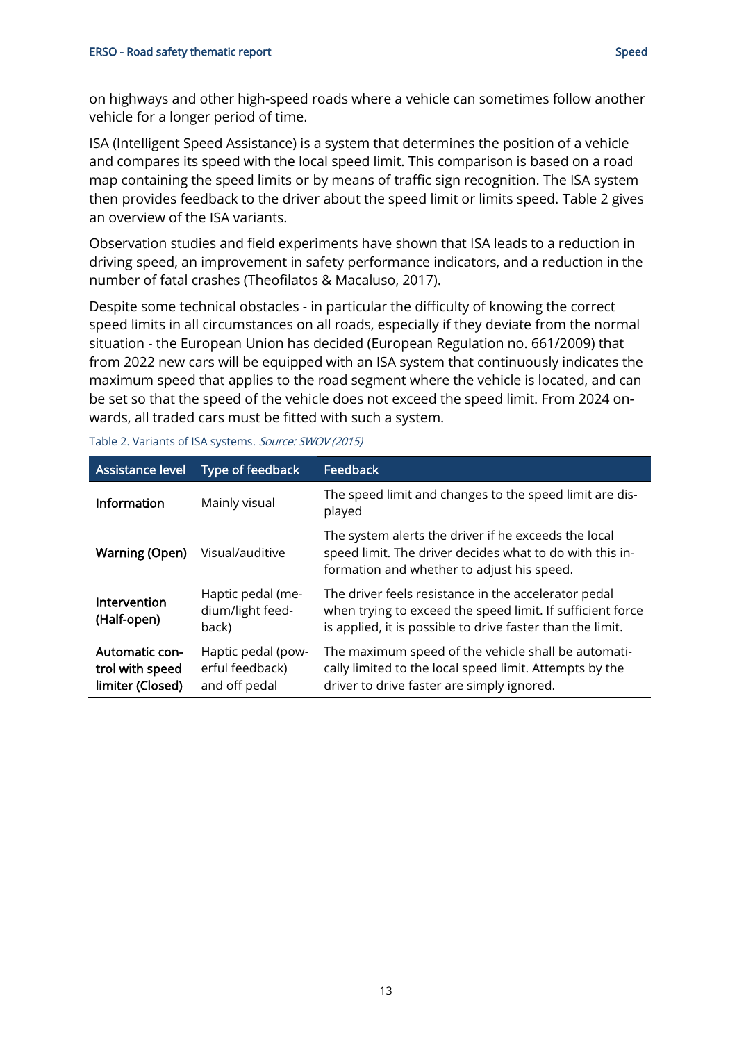on highways and other high-speed roads where a vehicle can sometimes follow another vehicle for a longer period of time.

ISA (Intelligent Speed Assistance) is a system that determines the position of a vehicle and compares its speed with the local speed limit. This comparison is based on a road map containing the speed limits or by means of traffic sign recognition. The ISA system then provides feedback to the driver about the speed limit or limits speed. Table 2 gives an overview of the ISA variants.

Observation studies and field experiments have shown that ISA leads to a reduction in driving speed, an improvement in safety performance indicators, and a reduction in the number of fatal crashes (Theofilatos & Macaluso, 2017).

Despite some technical obstacles - in particular the difficulty of knowing the correct speed limits in all circumstances on all roads, especially if they deviate from the normal situation - the European Union has decided (European Regulation no. 661/2009) that from 2022 new cars will be equipped with an ISA system that continuously indicates the maximum speed that applies to the road segment where the vehicle is located, and can be set so that the speed of the vehicle does not exceed the speed limit. From 2024 onwards, all traded cars must be fitted with such a system.

Table 2. Variants of ISA systems. *Source: SWOV (2015)*

| Assistance level | Type of feedback | Feedback |
|---|---|---|
| **Information** | Mainly visual | The speed limit and changes to the speed limit are displayed |
| **Warning (Open)** | Visual/auditive | The system alerts the driver if he exceeds the local speed limit. The driver decides what to do with this information and whether to adjust his speed. |
| **Intervention (Half-open)** | Haptic pedal (medium/light feedback) | The driver feels resistance in the accelerator pedal when trying to exceed the speed limit. If sufficient force is applied, it is possible to drive faster than the limit. |
| **Automatic control with speed limiter (Closed)** | Haptic pedal (powerful feedback) and off pedal | The maximum speed of the vehicle shall be automatically limited to the local speed limit. Attempts by the driver to drive faster are simply ignored. |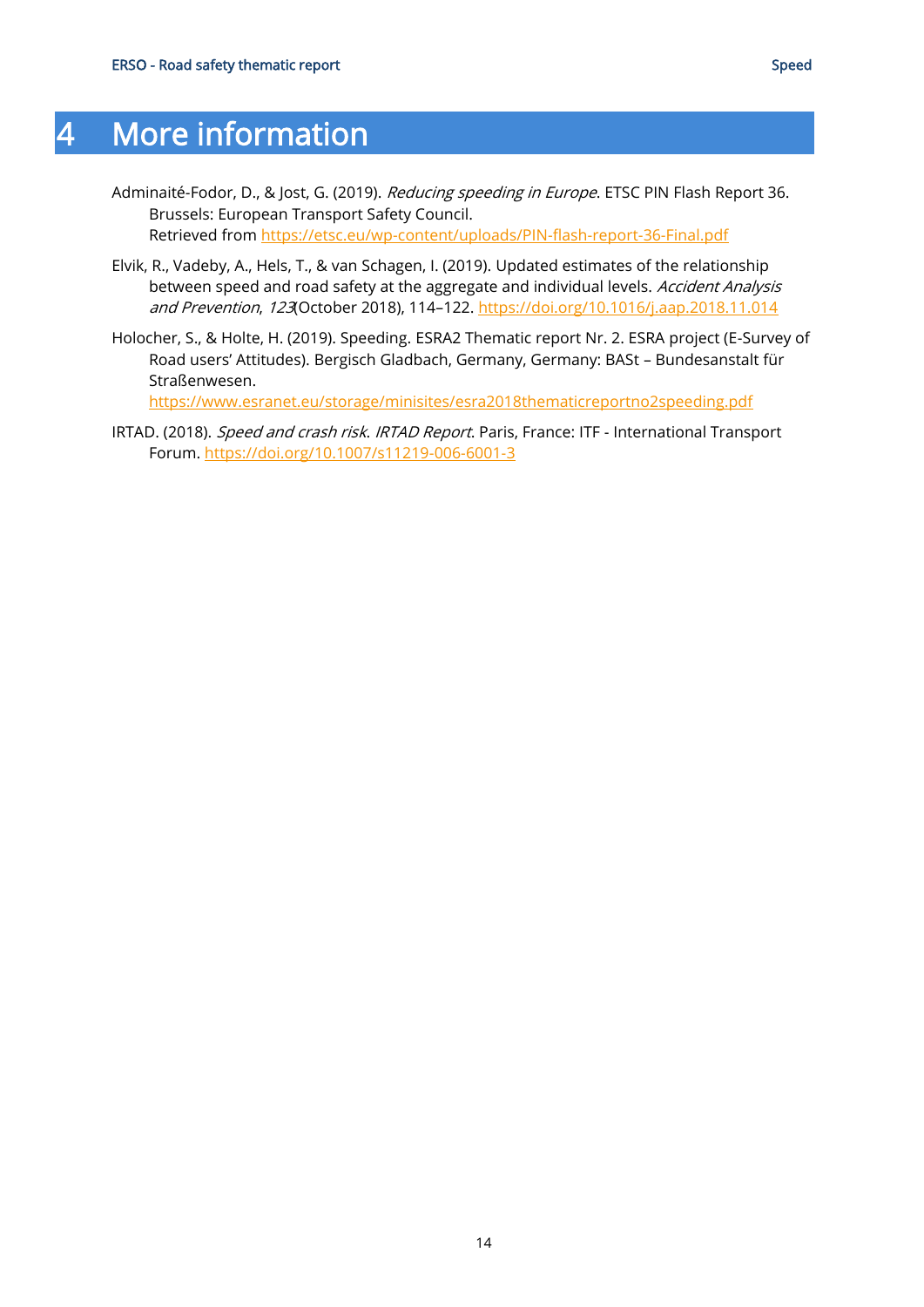# 4 More information

Adminaité-Fodor, D., & Jost, G. (2019). *Reducing speeding in Europe*. ETSC PIN Flash Report 36. Brussels: European Transport Safety Council. Retrieved from https://etsc.eu/wp-content/uploads/PIN-flash-report-36-Final.pdf

Elvik, R., Vadeby, A., Hels, T., & van Schagen, I. (2019). Updated estimates of the relationship between speed and road safety at the aggregate and individual levels. *Accident Analysis and Prevention*, *123*(October 2018), 114–122. https://doi.org/10.1016/j.aap.2018.11.014

Holocher, S., & Holte, H. (2019). Speeding. ESRA2 Thematic report Nr. 2. ESRA project (E-Survey of Road users' Attitudes). Bergisch Gladbach, Germany, Germany: BASt – Bundesanstalt für Straßenwesen. https://www.esranet.eu/storage/minisites/esra2018thematicreportno2speeding.pdf

IRTAD. (2018). *Speed and crash risk*. *IRTAD Report*. Paris, France: ITF - International Transport Forum. https://doi.org/10.1007/s11219-006-6001-3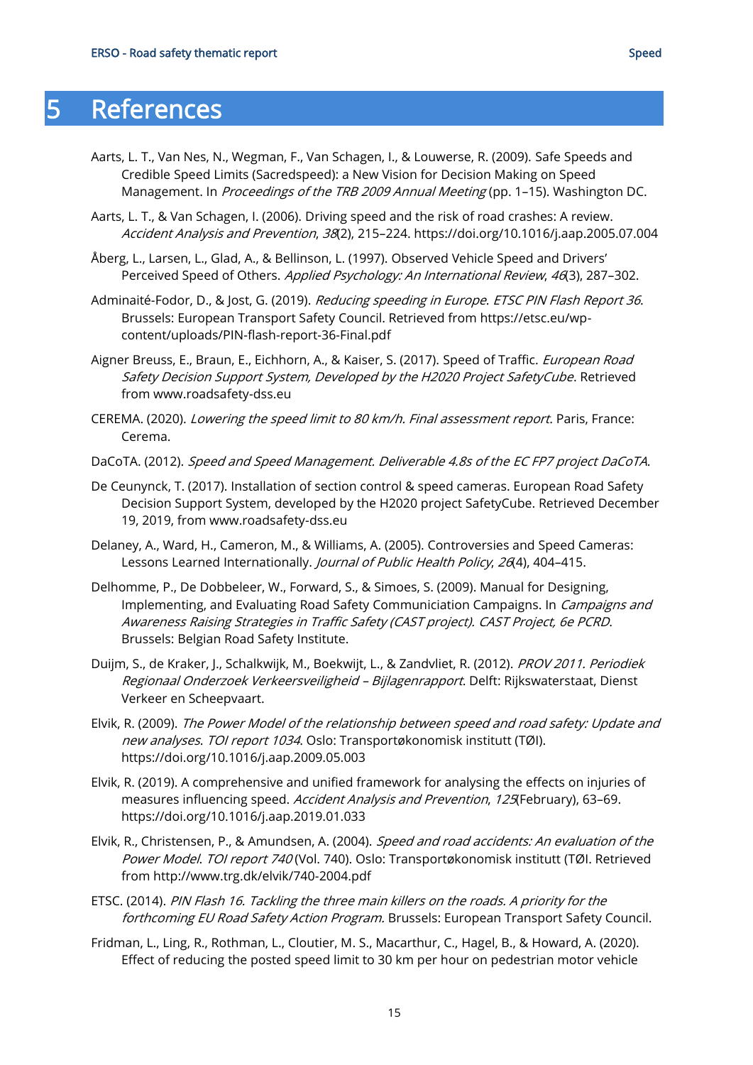# 5 References

Aarts, L. T., Van Nes, N., Wegman, F., Van Schagen, I., & Louwerse, R. (2009). Safe Speeds and Credible Speed Limits (Sacredspeed): a New Vision for Decision Making on Speed Management. In *Proceedings of the TRB 2009 Annual Meeting* (pp. 1–15). Washington DC.

Aarts, L. T., & Van Schagen, I. (2006). Driving speed and the risk of road crashes: A review. *Accident Analysis and Prevention*, *38*(2), 215–224. https://doi.org/10.1016/j.aap.2005.07.004

Åberg, L., Larsen, L., Glad, A., & Bellinson, L. (1997). Observed Vehicle Speed and Drivers' Perceived Speed of Others. *Applied Psychology: An International Review*, *46*(3), 287–302.

Adminaité-Fodor, D., & Jost, G. (2019). *Reducing speeding in Europe*. *ETSC PIN Flash Report 36*. Brussels: European Transport Safety Council. Retrieved from https://etsc.eu/wp-content/uploads/PIN-flash-report-36-Final.pdf

Aigner Breuss, E., Braun, E., Eichhorn, A., & Kaiser, S. (2017). Speed of Traffic. *European Road Safety Decision Support System, Developed by the H2020 Project SafetyCube*. Retrieved from www.roadsafety-dss.eu

CEREMA. (2020). *Lowering the speed limit to 80 km/h. Final assessment report*. Paris, France: Cerema.

DaCoTA. (2012). *Speed and Speed Management*. *Deliverable 4.8s of the EC FP7 project DaCoTA*.

De Ceunynck, T. (2017). Installation of section control & speed cameras. European Road Safety Decision Support System, developed by the H2020 project SafetyCube. Retrieved December 19, 2019, from www.roadsafety-dss.eu

Delaney, A., Ward, H., Cameron, M., & Williams, A. (2005). Controversies and Speed Cameras: Lessons Learned Internationally. *Journal of Public Health Policy*, *26*(4), 404–415.

Delhomme, P., De Dobbeleer, W., Forward, S., & Simoes, S. (2009). Manual for Designing, Implementing, and Evaluating Road Safety Communiciation Campaigns. In *Campaigns and Awareness Raising Strategies in Traffic Safety (CAST project). CAST Project, 6e PCRD*. Brussels: Belgian Road Safety Institute.

Duijm, S., de Kraker, J., Schalkwijk, M., Boekwijt, L., & Zandvliet, R. (2012). *PROV 2011. Periodiek Regionaal Onderzoek Verkeersveiligheid – Bijlagenrapport*. Delft: Rijkswaterstaat, Dienst Verkeer en Scheepvaart.

Elvik, R. (2009). *The Power Model of the relationship between speed and road safety: Update and new analyses*. *TOI report 1034*. Oslo: Transportøkonomisk institutt (TØI). https://doi.org/10.1016/j.aap.2009.05.003

Elvik, R. (2019). A comprehensive and unified framework for analysing the effects on injuries of measures influencing speed. *Accident Analysis and Prevention*, *125*(February), 63–69. https://doi.org/10.1016/j.aap.2019.01.033

Elvik, R., Christensen, P., & Amundsen, A. (2004). *Speed and road accidents: An evaluation of the Power Model*. *TOI report 740* (Vol. 740). Oslo: Transportøkonomisk institutt (TØI. Retrieved from http://www.trg.dk/elvik/740-2004.pdf

ETSC. (2014). *PIN Flash 16. Tackling the three main killers on the roads. A priority for the forthcoming EU Road Safety Action Program.* Brussels: European Transport Safety Council.

Fridman, L., Ling, R., Rothman, L., Cloutier, M. S., Macarthur, C., Hagel, B., & Howard, A. (2020). Effect of reducing the posted speed limit to 30 km per hour on pedestrian motor vehicle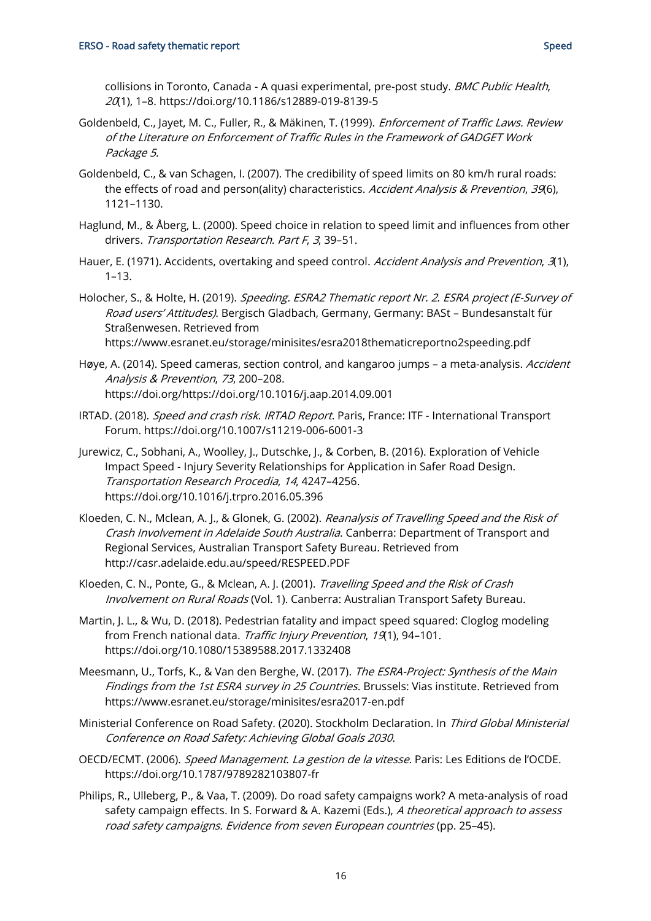collisions in Toronto, Canada - A quasi experimental, pre-post study. *BMC Public Health*, *20*(1), 1–8. https://doi.org/10.1186/s12889-019-8139-5

Goldenbeld, C., Jayet, M. C., Fuller, R., & Mäkinen, T. (1999). *Enforcement of Traffic Laws. Review of the Literature on Enforcement of Traffic Rules in the Framework of GADGET Work Package 5*.

Goldenbeld, C., & van Schagen, I. (2007). The credibility of speed limits on 80 km/h rural roads: the effects of road and person(ality) characteristics. *Accident Analysis & Prevention*, *39*(6), 1121–1130.

Haglund, M., & Åberg, L. (2000). Speed choice in relation to speed limit and influences from other drivers. *Transportation Research. Part F*, *3*, 39–51.

Hauer, E. (1971). Accidents, overtaking and speed control. *Accident Analysis and Prevention*, *3*(1), 1–13.

Holocher, S., & Holte, H. (2019). *Speeding. ESRA2 Thematic report Nr. 2. ESRA project (E-Survey of Road users' Attitudes)*. Bergisch Gladbach, Germany, Germany: BASt – Bundesanstalt für Straßenwesen. Retrieved from https://www.esranet.eu/storage/minisites/esra2018thematicreportno2speeding.pdf

Høye, A. (2014). Speed cameras, section control, and kangaroo jumps – a meta-analysis. *Accident Analysis & Prevention*, *73*, 200–208. https://doi.org/https://doi.org/10.1016/j.aap.2014.09.001

IRTAD. (2018). *Speed and crash risk*. *IRTAD Report*. Paris, France: ITF - International Transport Forum. https://doi.org/10.1007/s11219-006-6001-3

Jurewicz, C., Sobhani, A., Woolley, J., Dutschke, J., & Corben, B. (2016). Exploration of Vehicle Impact Speed - Injury Severity Relationships for Application in Safer Road Design. *Transportation Research Procedia*, *14*, 4247–4256. https://doi.org/10.1016/j.trpro.2016.05.396

Kloeden, C. N., Mclean, A. J., & Glonek, G. (2002). *Reanalysis of Travelling Speed and the Risk of Crash Involvement in Adelaide South Australia*. Canberra: Department of Transport and Regional Services, Australian Transport Safety Bureau. Retrieved from http://casr.adelaide.edu.au/speed/RESPEED.PDF

Kloeden, C. N., Ponte, G., & Mclean, A. J. (2001). *Travelling Speed and the Risk of Crash Involvement on Rural Roads* (Vol. 1). Canberra: Australian Transport Safety Bureau.

Martin, J. L., & Wu, D. (2018). Pedestrian fatality and impact speed squared: Cloglog modeling from French national data. *Traffic Injury Prevention*, *19*(1), 94–101. https://doi.org/10.1080/15389588.2017.1332408

Meesmann, U., Torfs, K., & Van den Berghe, W. (2017). *The ESRA-Project: Synthesis of the Main Findings from the 1st ESRA survey in 25 Countries*. Brussels: Vias institute. Retrieved from https://www.esranet.eu/storage/minisites/esra2017-en.pdf

Ministerial Conference on Road Safety. (2020). Stockholm Declaration. In *Third Global Ministerial Conference on Road Safety: Achieving Global Goals 2030*.

OECD/ECMT. (2006). *Speed Management*. *La gestion de la vitesse*. Paris: Les Editions de l'OCDE. https://doi.org/10.1787/9789282103807-fr

Philips, R., Ulleberg, P., & Vaa, T. (2009). Do road safety campaigns work? A meta-analysis of road safety campaign effects. In S. Forward & A. Kazemi (Eds.), *A theoretical approach to assess road safety campaigns. Evidence from seven European countries* (pp. 25–45).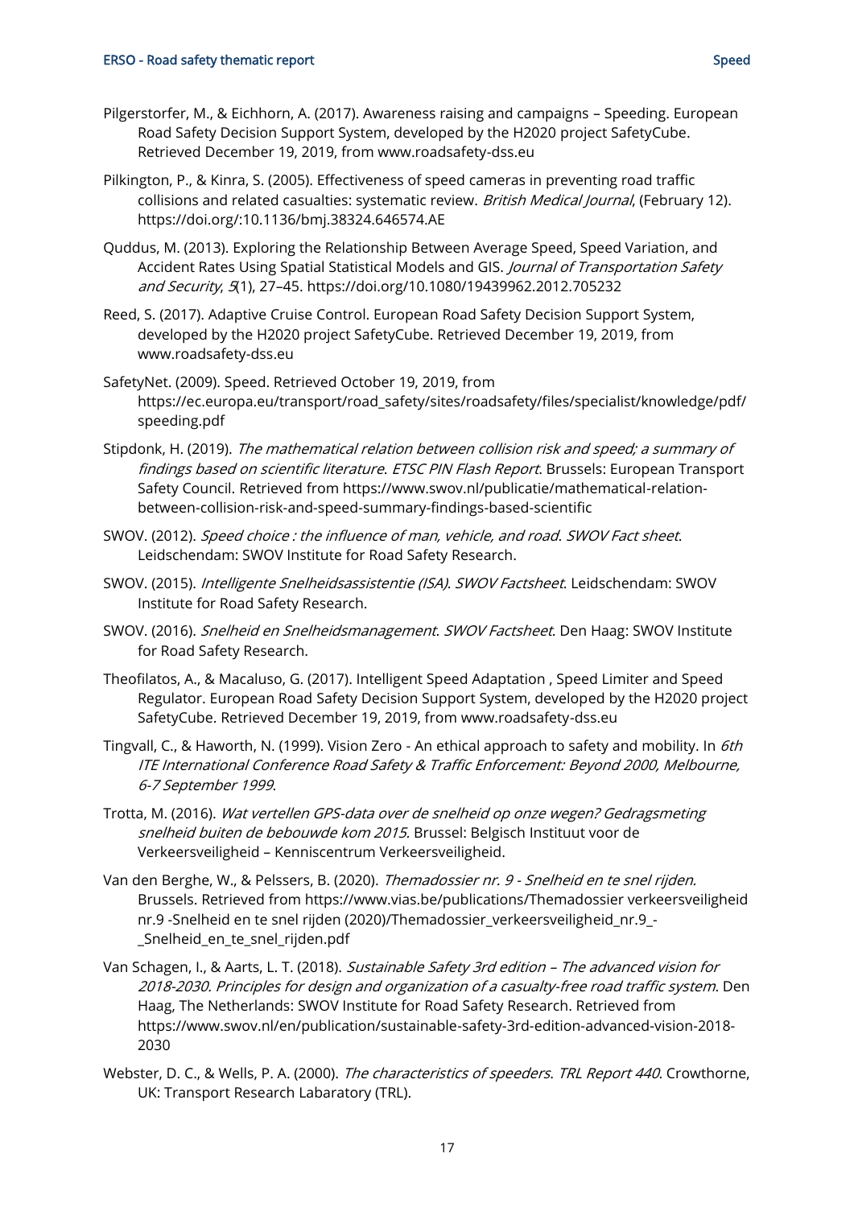Pilgerstorfer, M., & Eichhorn, A. (2017). Awareness raising and campaigns – Speeding. European Road Safety Decision Support System, developed by the H2020 project SafetyCube. Retrieved December 19, 2019, from www.roadsafety-dss.eu

Pilkington, P., & Kinra, S. (2005). Effectiveness of speed cameras in preventing road traffic collisions and related casualties: systematic review. *British Medical Journal*, (February 12). https://doi.org/:10.1136/bmj.38324.646574.AE

Quddus, M. (2013). Exploring the Relationship Between Average Speed, Speed Variation, and Accident Rates Using Spatial Statistical Models and GIS. *Journal of Transportation Safety and Security*, *5*(1), 27–45. https://doi.org/10.1080/19439962.2012.705232

Reed, S. (2017). Adaptive Cruise Control. European Road Safety Decision Support System, developed by the H2020 project SafetyCube. Retrieved December 19, 2019, from www.roadsafety-dss.eu

SafetyNet. (2009). Speed. Retrieved October 19, 2019, from https://ec.europa.eu/transport/road_safety/sites/roadsafety/files/specialist/knowledge/pdf/speeding.pdf

Stipdonk, H. (2019). *The mathematical relation between collision risk and speed; a summary of findings based on scientific literature*. *ETSC PIN Flash Report*. Brussels: European Transport Safety Council. Retrieved from https://www.swov.nl/publicatie/mathematical-relation-between-collision-risk-and-speed-summary-findings-based-scientific

SWOV. (2012). *Speed choice : the influence of man, vehicle, and road*. *SWOV Fact sheet*. Leidschendam: SWOV Institute for Road Safety Research.

SWOV. (2015). *Intelligente Snelheidsassistentie (ISA)*. *SWOV Factsheet*. Leidschendam: SWOV Institute for Road Safety Research.

SWOV. (2016). *Snelheid en Snelheidsmanagement*. *SWOV Factsheet*. Den Haag: SWOV Institute for Road Safety Research.

Theofilatos, A., & Macaluso, G. (2017). Intelligent Speed Adaptation , Speed Limiter and Speed Regulator. European Road Safety Decision Support System, developed by the H2020 project SafetyCube. Retrieved December 19, 2019, from www.roadsafety-dss.eu

Tingvall, C., & Haworth, N. (1999). Vision Zero - An ethical approach to safety and mobility. In *6th ITE International Conference Road Safety & Traffic Enforcement: Beyond 2000, Melbourne, 6-7 September 1999*.

Trotta, M. (2016). *Wat vertellen GPS-data over de snelheid op onze wegen? Gedragsmeting snelheid buiten de bebouwde kom 2015.* Brussel: Belgisch Instituut voor de Verkeersveiligheid – Kenniscentrum Verkeersveiligheid.

Van den Berghe, W., & Pelssers, B. (2020). *Themadossier nr. 9 - Snelheid en te snel rijden.* Brussels. Retrieved from https://www.vias.be/publications/Themadossier verkeersveiligheid nr.9 -Snelheid en te snel rijden (2020)/Themadossier_verkeersveiligheid_nr.9_-_Snelheid_en_te_snel_rijden.pdf

Van Schagen, I., & Aarts, L. T. (2018). *Sustainable Safety 3rd edition – The advanced vision for 2018-2030. Principles for design and organization of a casualty-free road traffic system*. Den Haag, The Netherlands: SWOV Institute for Road Safety Research. Retrieved from https://www.swov.nl/en/publication/sustainable-safety-3rd-edition-advanced-vision-2018-2030

Webster, D. C., & Wells, P. A. (2000). *The characteristics of speeders*. *TRL Report 440*. Crowthorne, UK: Transport Research Labaratory (TRL).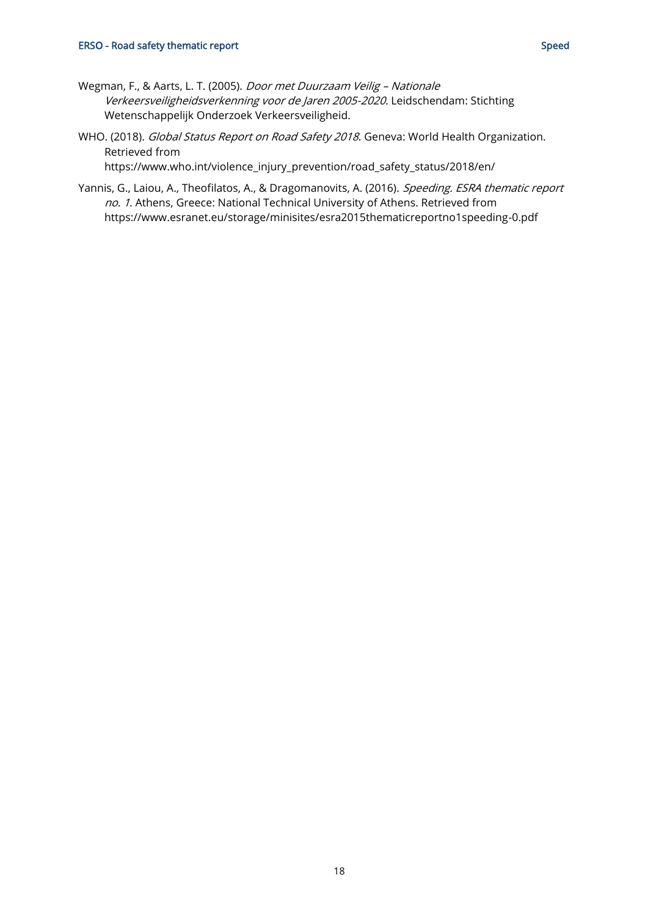Wegman, F., & Aarts, L. T. (2005). *Door met Duurzaam Veilig – Nationale Verkeersveiligheidsverkenning voor de Jaren 2005-2020.* Leidschendam: Stichting Wetenschappelijk Onderzoek Verkeersveiligheid.

WHO. (2018). *Global Status Report on Road Safety 2018*. Geneva: World Health Organization. Retrieved from https://www.who.int/violence_injury_prevention/road_safety_status/2018/en/

Yannis, G., Laiou, A., Theofilatos, A., & Dragomanovits, A. (2016). *Speeding. ESRA thematic report no. 1*. Athens, Greece: National Technical University of Athens. Retrieved from https://www.esranet.eu/storage/minisites/esra2015thematicreportno1speeding-0.pdf